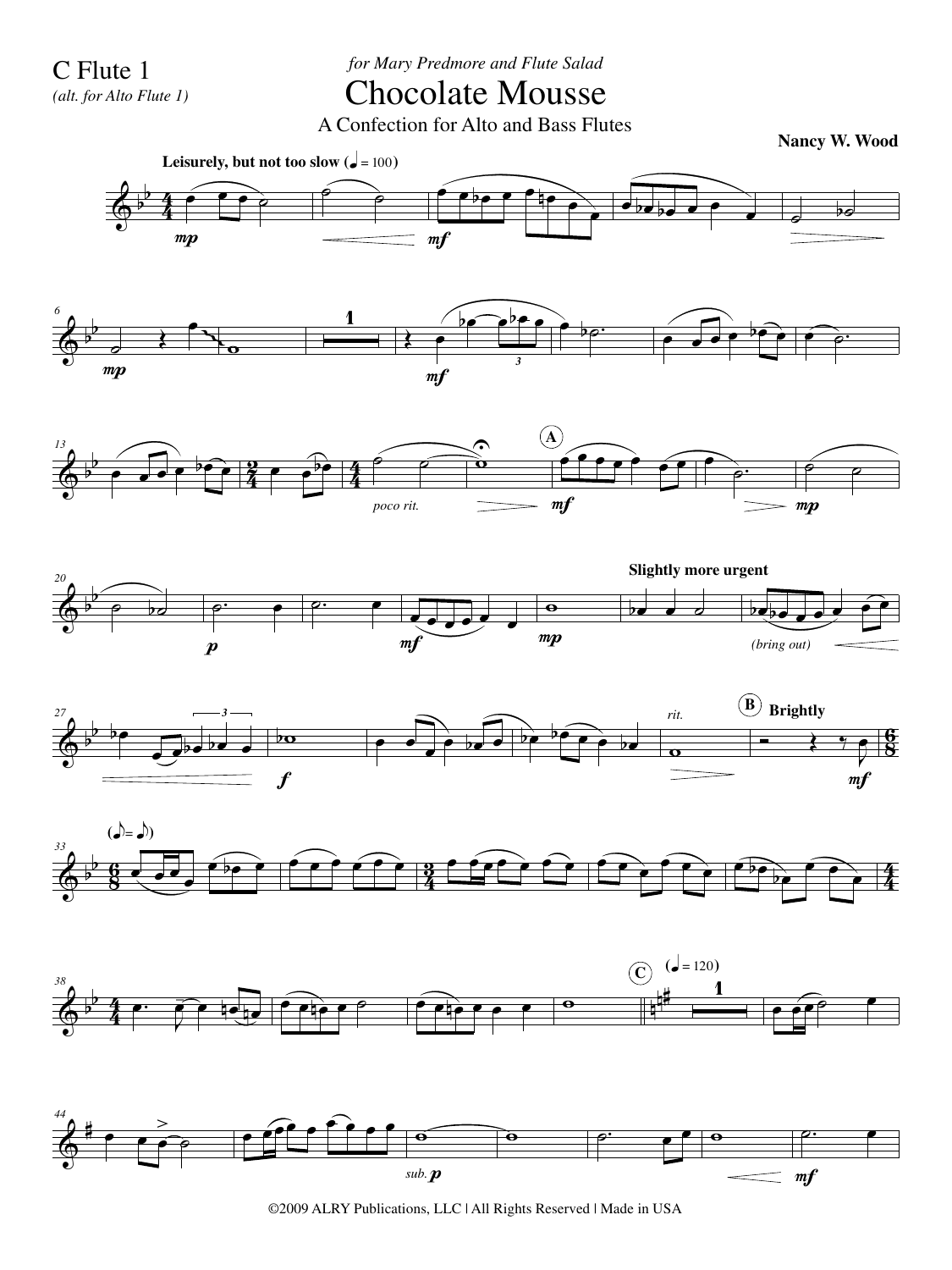C Flute 1
*(alt. for Alto Flute 1)*

*for Mary Predmore and Flute Salad*

# Chocolate Mousse

A Confection for Alto and Bass Flutes

**Nancy W. Wood**

**Leisurely, but not too slow** (♩ = 100)

*mp* *mf* *mp* *mf* *poco rit.* **A** *mf* *mp* *p* *mf* *mp*

**Slightly more urgent** *(bring out)* *f* *rit.* **B** **Brightly** *mf*

(♪ = ♪)

**C** (♩ = 120) *sub.* ***p*** *mf*

©2009 ALRY Publications, LLC | All Rights Reserved | Made in USA